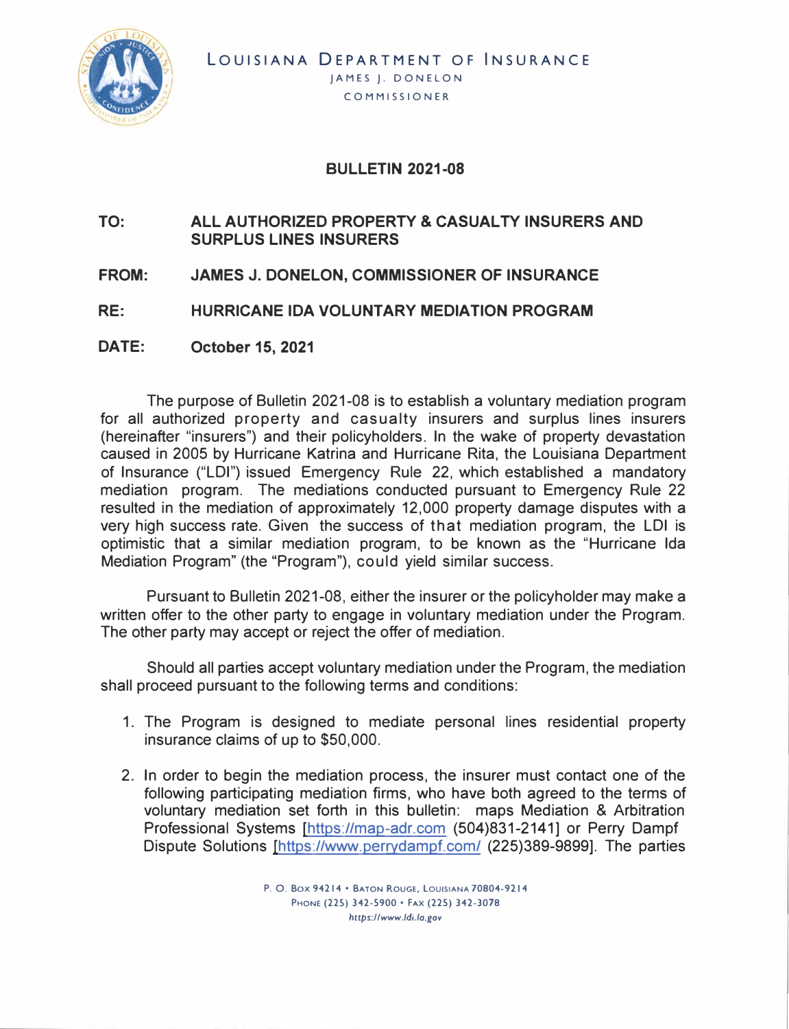LOUISIANA DEPARTMENT OF INSURANCE
JAMES J. DONELON
COMMISSIONER

# BULLETIN 2021-08

**TO:** **ALL AUTHORIZED PROPERTY & CASUALTY INSURERS AND SURPLUS LINES INSURERS**

**FROM:** **JAMES J. DONELON, COMMISSIONER OF INSURANCE**

**RE:** **HURRICANE IDA VOLUNTARY MEDIATION PROGRAM**

**DATE:** **October 15, 2021**

The purpose of Bulletin 2021-08 is to establish a voluntary mediation program for all authorized property and casualty insurers and surplus lines insurers (hereinafter "insurers") and their policyholders. In the wake of property devastation caused in 2005 by Hurricane Katrina and Hurricane Rita, the Louisiana Department of Insurance ("LDI") issued Emergency Rule 22, which established a mandatory mediation program. The mediations conducted pursuant to Emergency Rule 22 resulted in the mediation of approximately 12,000 property damage disputes with a very high success rate. Given the success of that mediation program, the LDI is optimistic that a similar mediation program, to be known as the "Hurricane Ida Mediation Program" (the "Program"), could yield similar success.

Pursuant to Bulletin 2021-08, either the insurer or the policyholder may make a written offer to the other party to engage in voluntary mediation under the Program. The other party may accept or reject the offer of mediation.

Should all parties accept voluntary mediation under the Program, the mediation shall proceed pursuant to the following terms and conditions:

1. The Program is designed to mediate personal lines residential property insurance claims of up to $50,000.
2. In order to begin the mediation process, the insurer must contact one of the following participating mediation firms, who have both agreed to the terms of voluntary mediation set forth in this bulletin: maps Mediation & Arbitration Professional Systems [https://map-adr.com (504)831-2141] or Perry Dampf Dispute Solutions [https://www.perrydampf.com/ (225)389-9899]. The parties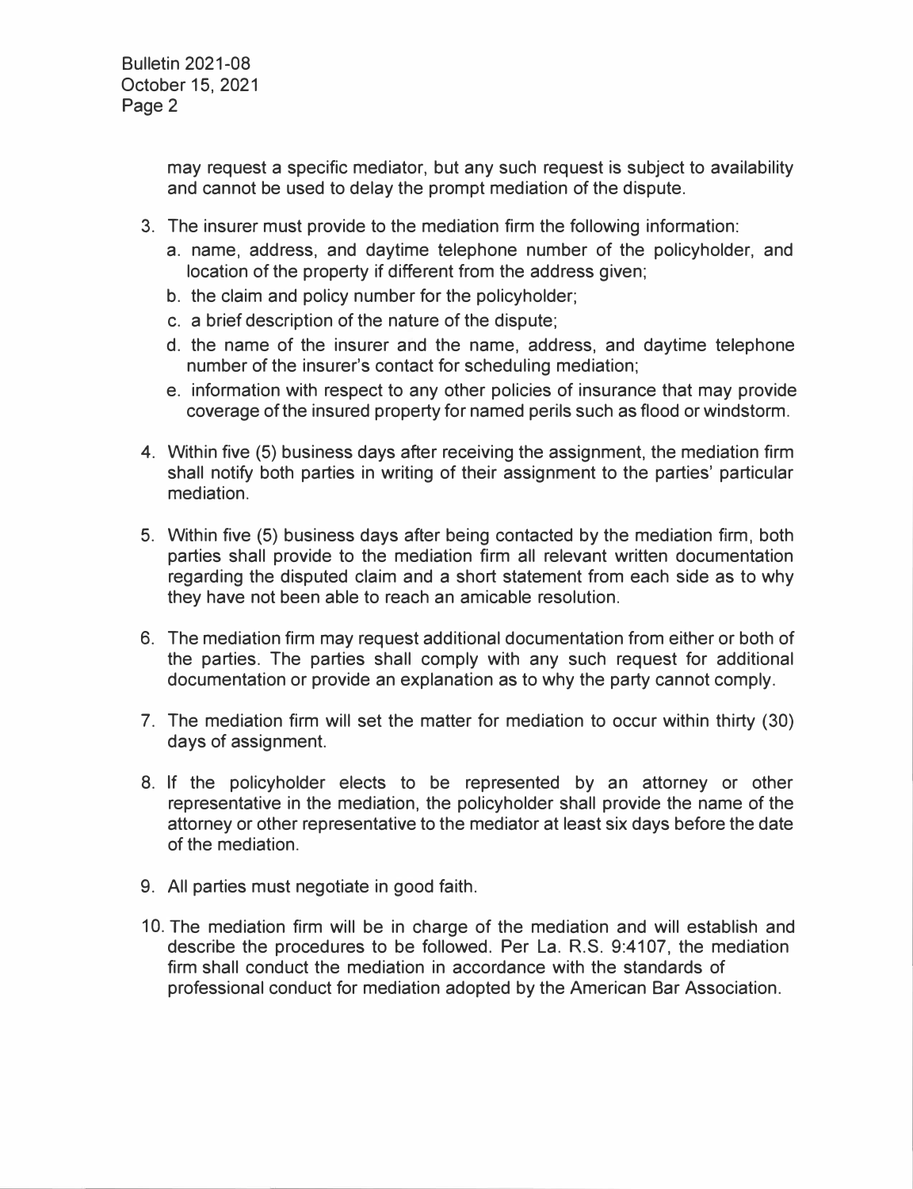may request a specific mediator, but any such request is subject to availability and cannot be used to delay the prompt mediation of the dispute.

3. The insurer must provide to the mediation firm the following information:
   a. name, address, and daytime telephone number of the policyholder, and location of the property if different from the address given;
   b. the claim and policy number for the policyholder;
   c. a brief description of the nature of the dispute;
   d. the name of the insurer and the name, address, and daytime telephone number of the insurer's contact for scheduling mediation;
   e. information with respect to any other policies of insurance that may provide coverage of the insured property for named perils such as flood or windstorm.

4. Within five (5) business days after receiving the assignment, the mediation firm shall notify both parties in writing of their assignment to the parties' particular mediation.

5. Within five (5) business days after being contacted by the mediation firm, both parties shall provide to the mediation firm all relevant written documentation regarding the disputed claim and a short statement from each side as to why they have not been able to reach an amicable resolution.

6. The mediation firm may request additional documentation from either or both of the parties. The parties shall comply with any such request for additional documentation or provide an explanation as to why the party cannot comply.

7. The mediation firm will set the matter for mediation to occur within thirty (30) days of assignment.

8. If the policyholder elects to be represented by an attorney or other representative in the mediation, the policyholder shall provide the name of the attorney or other representative to the mediator at least six days before the date of the mediation.

9. All parties must negotiate in good faith.

10. The mediation firm will be in charge of the mediation and will establish and describe the procedures to be followed. Per La. R.S. 9:4107, the mediation firm shall conduct the mediation in accordance with the standards of professional conduct for mediation adopted by the American Bar Association.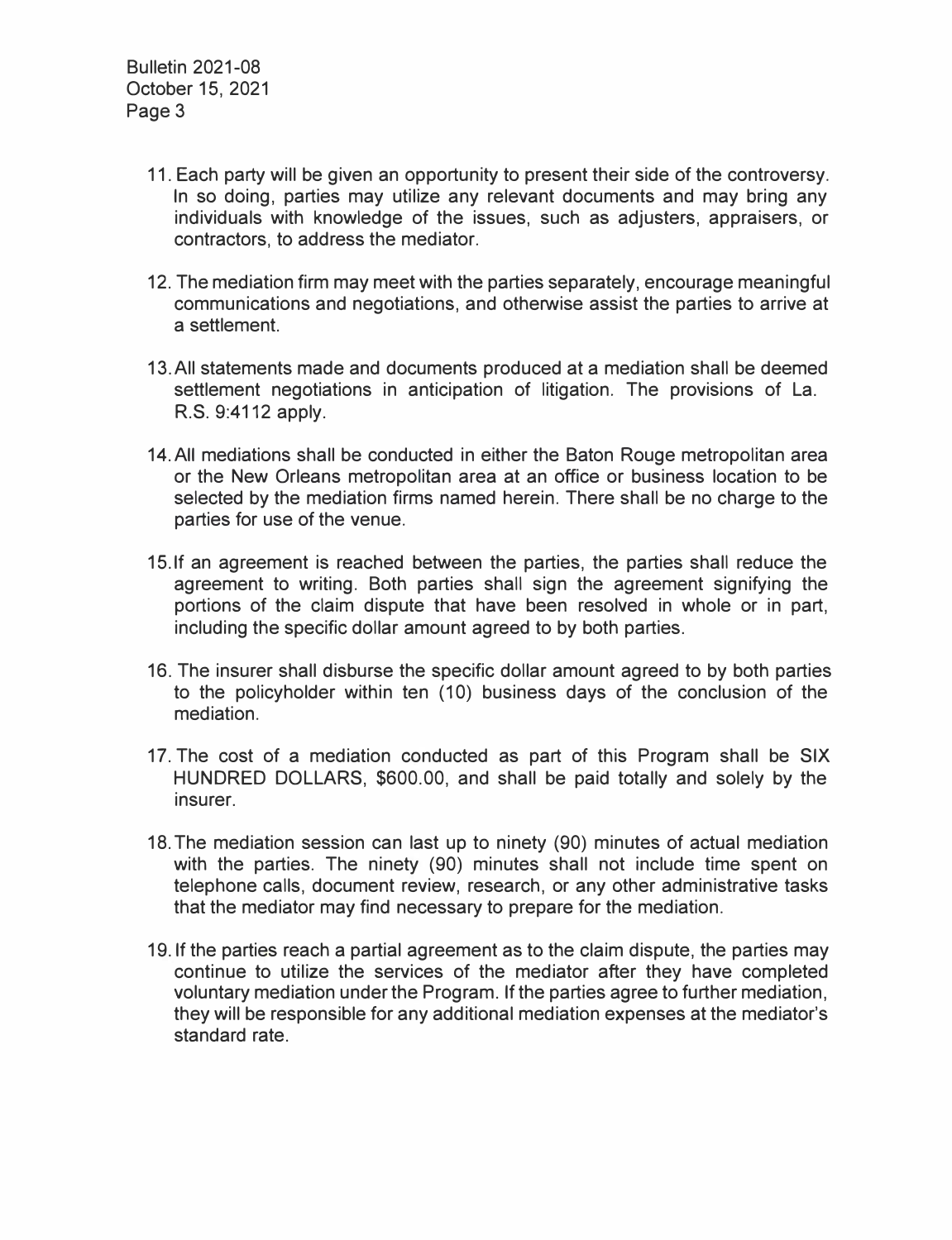11. Each party will be given an opportunity to present their side of the controversy. In so doing, parties may utilize any relevant documents and may bring any individuals with knowledge of the issues, such as adjusters, appraisers, or contractors, to address the mediator.

12. The mediation firm may meet with the parties separately, encourage meaningful communications and negotiations, and otherwise assist the parties to arrive at a settlement.

13. All statements made and documents produced at a mediation shall be deemed settlement negotiations in anticipation of litigation. The provisions of La. R.S. 9:4112 apply.

14. All mediations shall be conducted in either the Baton Rouge metropolitan area or the New Orleans metropolitan area at an office or business location to be selected by the mediation firms named herein. There shall be no charge to the parties for use of the venue.

15. If an agreement is reached between the parties, the parties shall reduce the agreement to writing. Both parties shall sign the agreement signifying the portions of the claim dispute that have been resolved in whole or in part, including the specific dollar amount agreed to by both parties.

16. The insurer shall disburse the specific dollar amount agreed to by both parties to the policyholder within ten (10) business days of the conclusion of the mediation.

17. The cost of a mediation conducted as part of this Program shall be SIX HUNDRED DOLLARS, $600.00, and shall be paid totally and solely by the insurer.

18. The mediation session can last up to ninety (90) minutes of actual mediation with the parties. The ninety (90) minutes shall not include time spent on telephone calls, document review, research, or any other administrative tasks that the mediator may find necessary to prepare for the mediation.

19. If the parties reach a partial agreement as to the claim dispute, the parties may continue to utilize the services of the mediator after they have completed voluntary mediation under the Program. If the parties agree to further mediation, they will be responsible for any additional mediation expenses at the mediator's standard rate.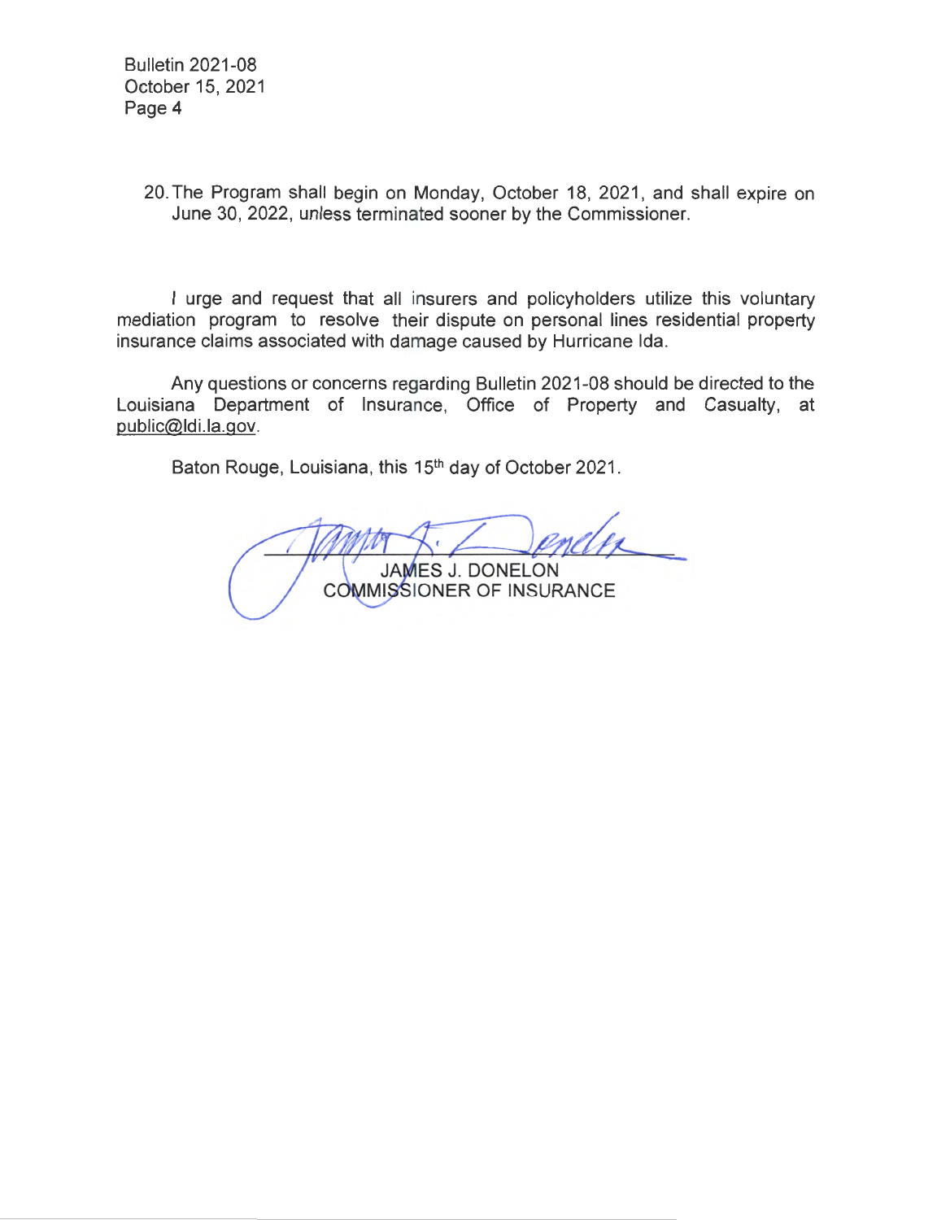20. The Program shall begin on Monday, October 18, 2021, and shall expire on June 30, 2022, unless terminated sooner by the Commissioner.

I urge and request that all insurers and policyholders utilize this voluntary mediation program to resolve their dispute on personal lines residential property insurance claims associated with damage caused by Hurricane Ida.

Any questions or concerns regarding Bulletin 2021-08 should be directed to the Louisiana Department of Insurance, Office of Property and Casualty, at public@ldi.la.gov.

Baton Rouge, Louisiana, this 15th day of October 2021.

JAMES J. DONELON
COMMISSIONER OF INSURANCE